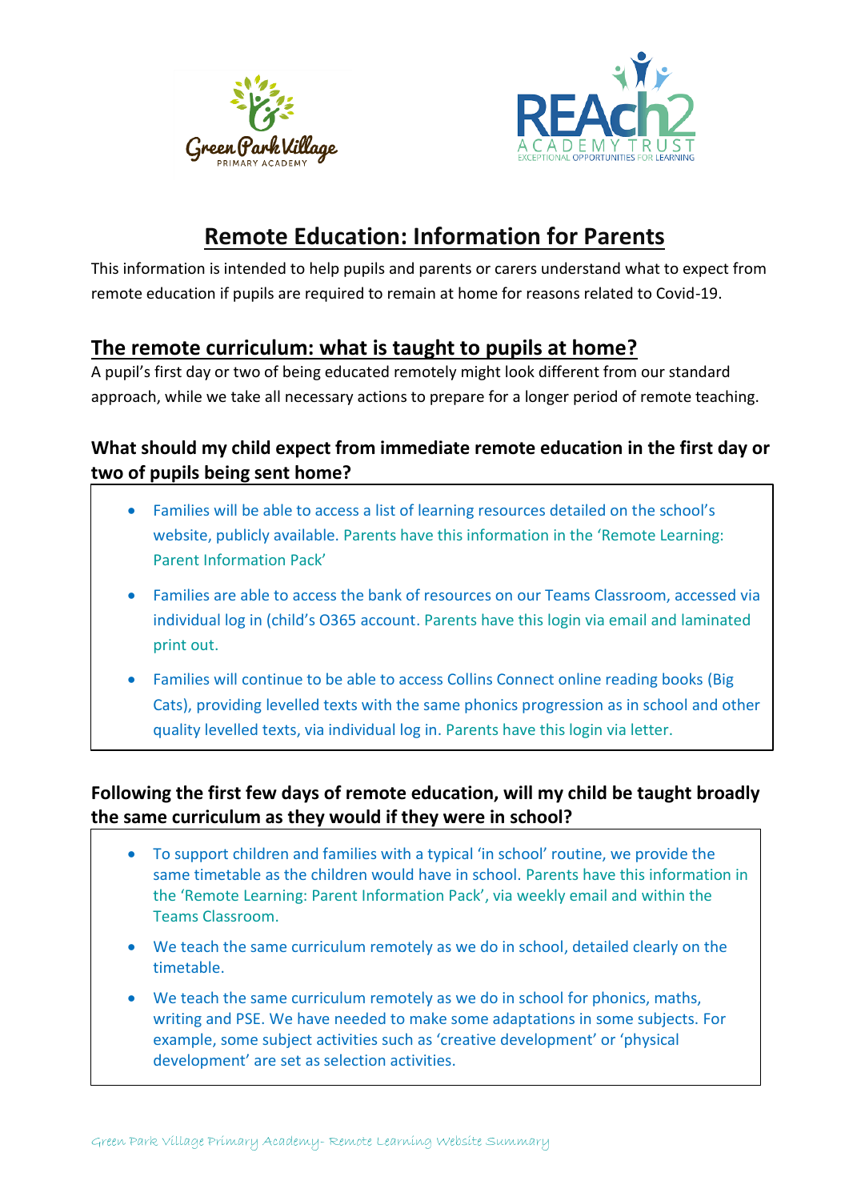# Remote Education: Information for Parents

This information is intended to help pupils and parents or carers understand what to expect from remote education if pupils are required to remain at home for reasons related to Covid-19.

## The remote curriculum: what is taught to pupils at home?

A pupil's first day or two of being educated remotely might look different from our standard approach, while we take all necessary actions to prepare for a longer period of remote teaching.

### What should my child expect from immediate remote education in the first day or two of pupils being sent home?

- Families will be able to access a list of learning resources detailed on the school's website, publicly available. Parents have this information in the 'Remote Learning: Parent Information Pack'
- Families are able to access the bank of resources on our Teams Classroom, accessed via individual log in (child's O365 account. Parents have this login via email and laminated print out.
- Families will continue to be able to access Collins Connect online reading books (Big Cats), providing levelled texts with the same phonics progression as in school and other quality levelled texts, via individual log in. Parents have this login via letter.

### Following the first few days of remote education, will my child be taught broadly the same curriculum as they would if they were in school?

- To support children and families with a typical 'in school' routine, we provide the same timetable as the children would have in school. Parents have this information in the 'Remote Learning: Parent Information Pack', via weekly email and within the Teams Classroom.
- We teach the same curriculum remotely as we do in school, detailed clearly on the timetable.
- We teach the same curriculum remotely as we do in school for phonics, maths, writing and PSE. We have needed to make some adaptations in some subjects. For example, some subject activities such as 'creative development' or 'physical development' are set as selection activities.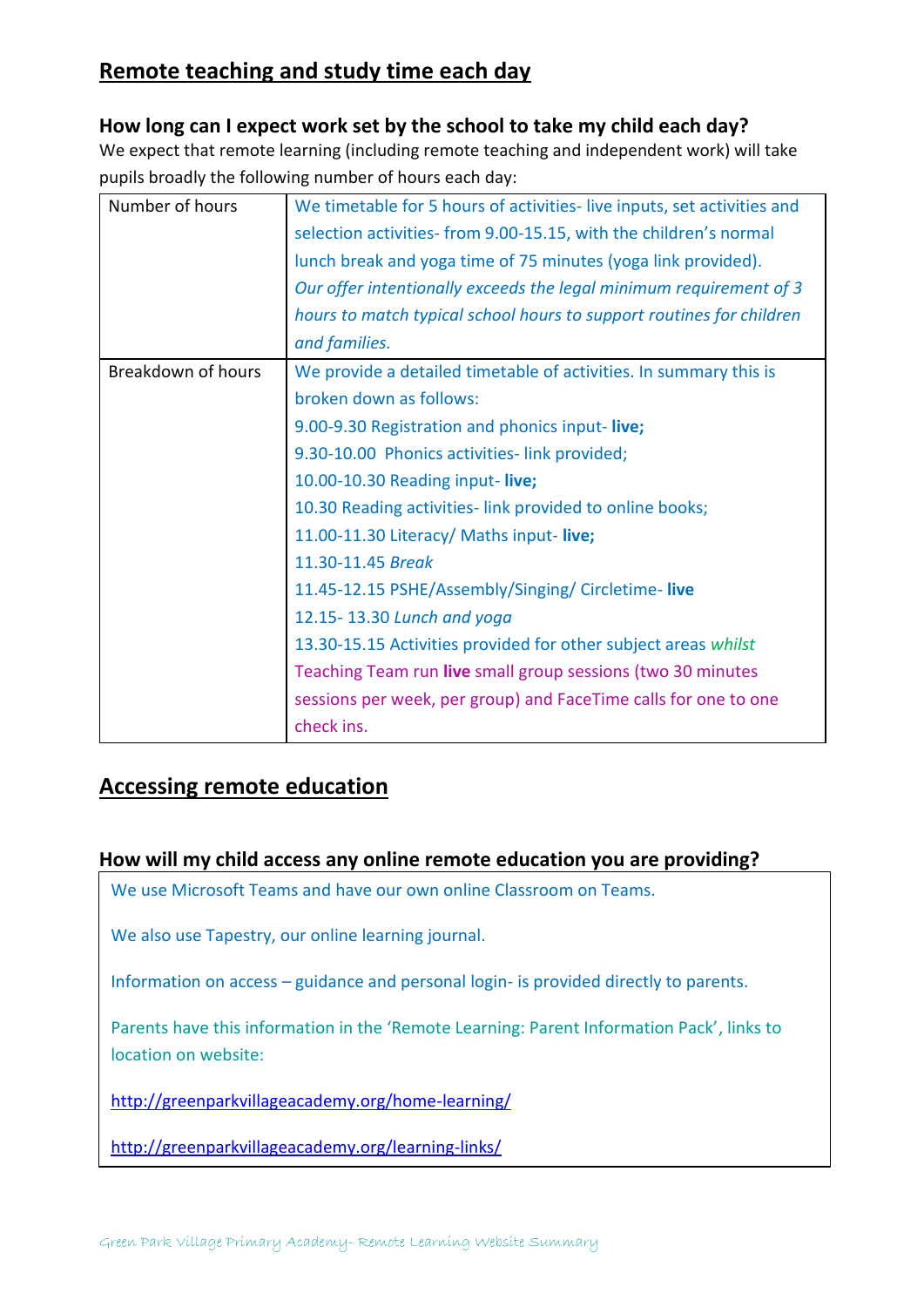## Remote teaching and study time each day

### How long can I expect work set by the school to take my child each day?

We expect that remote learning (including remote teaching and independent work) will take pupils broadly the following number of hours each day:

| | |
|---|---|
| Number of hours | We timetable for 5 hours of activities- live inputs, set activities and selection activities- from 9.00-15.15, with the children's normal lunch break and yoga time of 75 minutes (yoga link provided). *Our offer intentionally exceeds the legal minimum requirement of 3 hours to match typical school hours to support routines for children and families.* |
| Breakdown of hours | We provide a detailed timetable of activities. In summary this is broken down as follows:<br>9.00-9.30 Registration and phonics input- **live;**<br>9.30-10.00 Phonics activities- link provided;<br>10.00-10.30 Reading input- **live;**<br>10.30 Reading activities- link provided to online books;<br>11.00-11.30 Literacy/ Maths input- **live;**<br>11.30-11.45 *Break*<br>11.45-12.15 PSHE/Assembly/Singing/ Circletime- **live**<br>12.15- 13.30 *Lunch and yoga*<br>13.30-15.15 Activities provided for other subject areas *whilst* Teaching Team run **live** small group sessions (two 30 minutes sessions per week, per group) and FaceTime calls for one to one check ins. |

## Accessing remote education

### How will my child access any online remote education you are providing?

We use Microsoft Teams and have our own online Classroom on Teams.

We also use Tapestry, our online learning journal.

Information on access – guidance and personal login- is provided directly to parents.

Parents have this information in the 'Remote Learning: Parent Information Pack', links to location on website:

http://greenparkvillageacademy.org/home-learning/

http://greenparkvillageacademy.org/learning-links/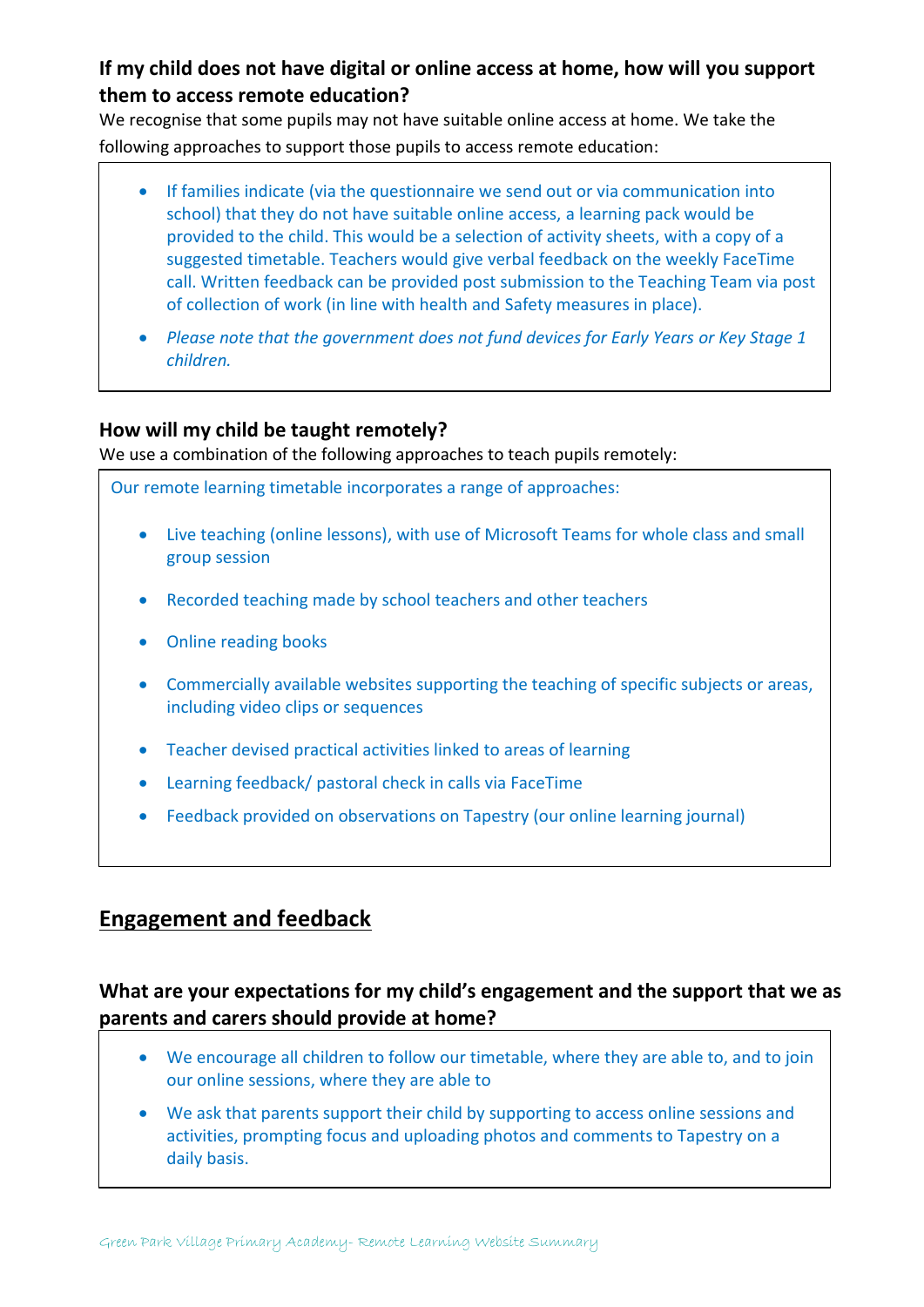### If my child does not have digital or online access at home, how will you support them to access remote education?

We recognise that some pupils may not have suitable online access at home. We take the following approaches to support those pupils to access remote education:

- If families indicate (via the questionnaire we send out or via communication into school) that they do not have suitable online access, a learning pack would be provided to the child. This would be a selection of activity sheets, with a copy of a suggested timetable. Teachers would give verbal feedback on the weekly FaceTime call. Written feedback can be provided post submission to the Teaching Team via post of collection of work (in line with health and Safety measures in place).
- *Please note that the government does not fund devices for Early Years or Key Stage 1 children.*

### How will my child be taught remotely?

We use a combination of the following approaches to teach pupils remotely:

Our remote learning timetable incorporates a range of approaches:

- Live teaching (online lessons), with use of Microsoft Teams for whole class and small group session
- Recorded teaching made by school teachers and other teachers
- Online reading books
- Commercially available websites supporting the teaching of specific subjects or areas, including video clips or sequences
- Teacher devised practical activities linked to areas of learning
- Learning feedback/ pastoral check in calls via FaceTime
- Feedback provided on observations on Tapestry (our online learning journal)

## Engagement and feedback

### What are your expectations for my child's engagement and the support that we as parents and carers should provide at home?

- We encourage all children to follow our timetable, where they are able to, and to join our online sessions, where they are able to
- We ask that parents support their child by supporting to access online sessions and activities, prompting focus and uploading photos and comments to Tapestry on a daily basis.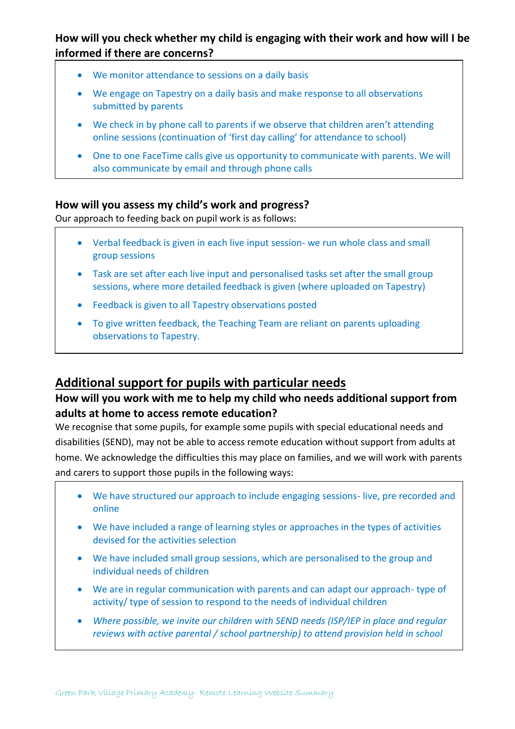### How will you check whether my child is engaging with their work and how will I be informed if there are concerns?

- We monitor attendance to sessions on a daily basis
- We engage on Tapestry on a daily basis and make response to all observations submitted by parents
- We check in by phone call to parents if we observe that children aren't attending online sessions (continuation of 'first day calling' for attendance to school)
- One to one FaceTime calls give us opportunity to communicate with parents. We will also communicate by email and through phone calls

### How will you assess my child's work and progress?

Our approach to feeding back on pupil work is as follows:

- Verbal feedback is given in each live input session- we run whole class and small group sessions
- Task are set after each live input and personalised tasks set after the small group sessions, where more detailed feedback is given (where uploaded on Tapestry)
- Feedback is given to all Tapestry observations posted
- To give written feedback, the Teaching Team are reliant on parents uploading observations to Tapestry.

## Additional support for pupils with particular needs

### How will you work with me to help my child who needs additional support from adults at home to access remote education?

We recognise that some pupils, for example some pupils with special educational needs and disabilities (SEND), may not be able to access remote education without support from adults at home. We acknowledge the difficulties this may place on families, and we will work with parents and carers to support those pupils in the following ways:

- We have structured our approach to include engaging sessions- live, pre recorded and online
- We have included a range of learning styles or approaches in the types of activities devised for the activities selection
- We have included small group sessions, which are personalised to the group and individual needs of children
- We are in regular communication with parents and can adapt our approach- type of activity/ type of session to respond to the needs of individual children
- *Where possible, we invite our children with SEND needs (ISP/IEP in place and regular reviews with active parental / school partnership) to attend provision held in school*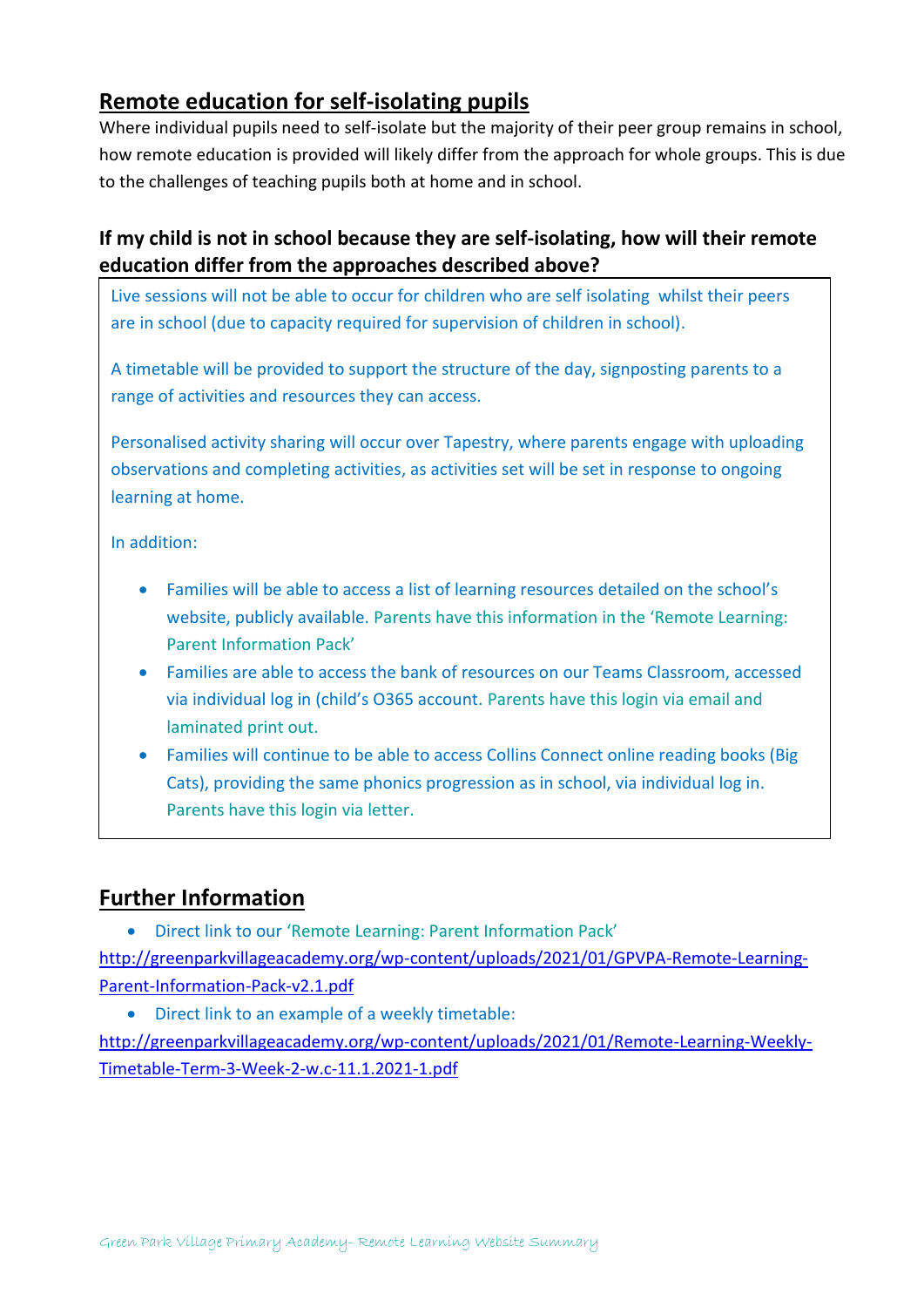## Remote education for self-isolating pupils

Where individual pupils need to self-isolate but the majority of their peer group remains in school, how remote education is provided will likely differ from the approach for whole groups. This is due to the challenges of teaching pupils both at home and in school.

### If my child is not in school because they are self-isolating, how will their remote education differ from the approaches described above?

Live sessions will not be able to occur for children who are self isolating whilst their peers are in school (due to capacity required for supervision of children in school).

A timetable will be provided to support the structure of the day, signposting parents to a range of activities and resources they can access.

Personalised activity sharing will occur over Tapestry, where parents engage with uploading observations and completing activities, as activities set will be set in response to ongoing learning at home.

In addition:

- Families will be able to access a list of learning resources detailed on the school's website, publicly available. Parents have this information in the 'Remote Learning: Parent Information Pack'
- Families are able to access the bank of resources on our Teams Classroom, accessed via individual log in (child's O365 account. Parents have this login via email and laminated print out.
- Families will continue to be able to access Collins Connect online reading books (Big Cats), providing the same phonics progression as in school, via individual log in. Parents have this login via letter.

## Further Information

- Direct link to our 'Remote Learning: Parent Information Pack'

http://greenparkvillageacademy.org/wp-content/uploads/2021/01/GPVPA-Remote-Learning-Parent-Information-Pack-v2.1.pdf

- Direct link to an example of a weekly timetable:

http://greenparkvillageacademy.org/wp-content/uploads/2021/01/Remote-Learning-Weekly-Timetable-Term-3-Week-2-w.c-11.1.2021-1.pdf